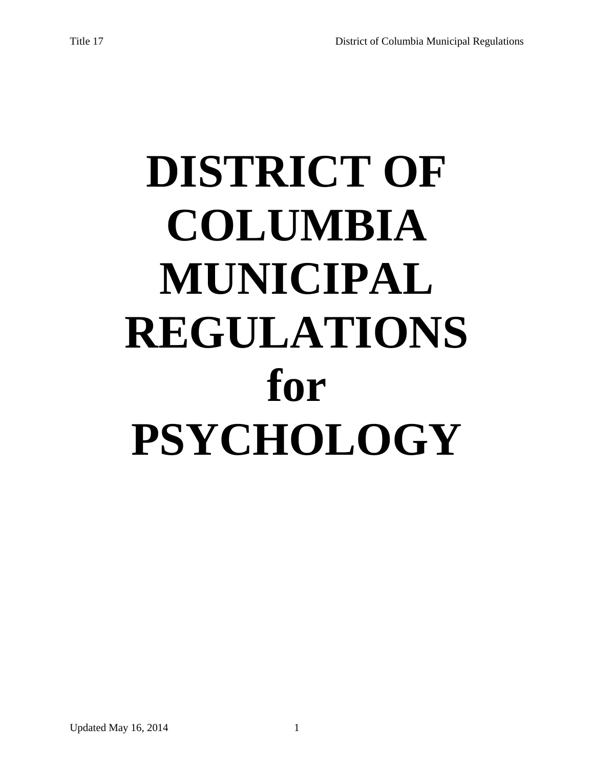# DISTRICT OF COLUMBIA MUNICIPAL REGULATIONS for PSYCHOLOGY

Updated May 16, 2014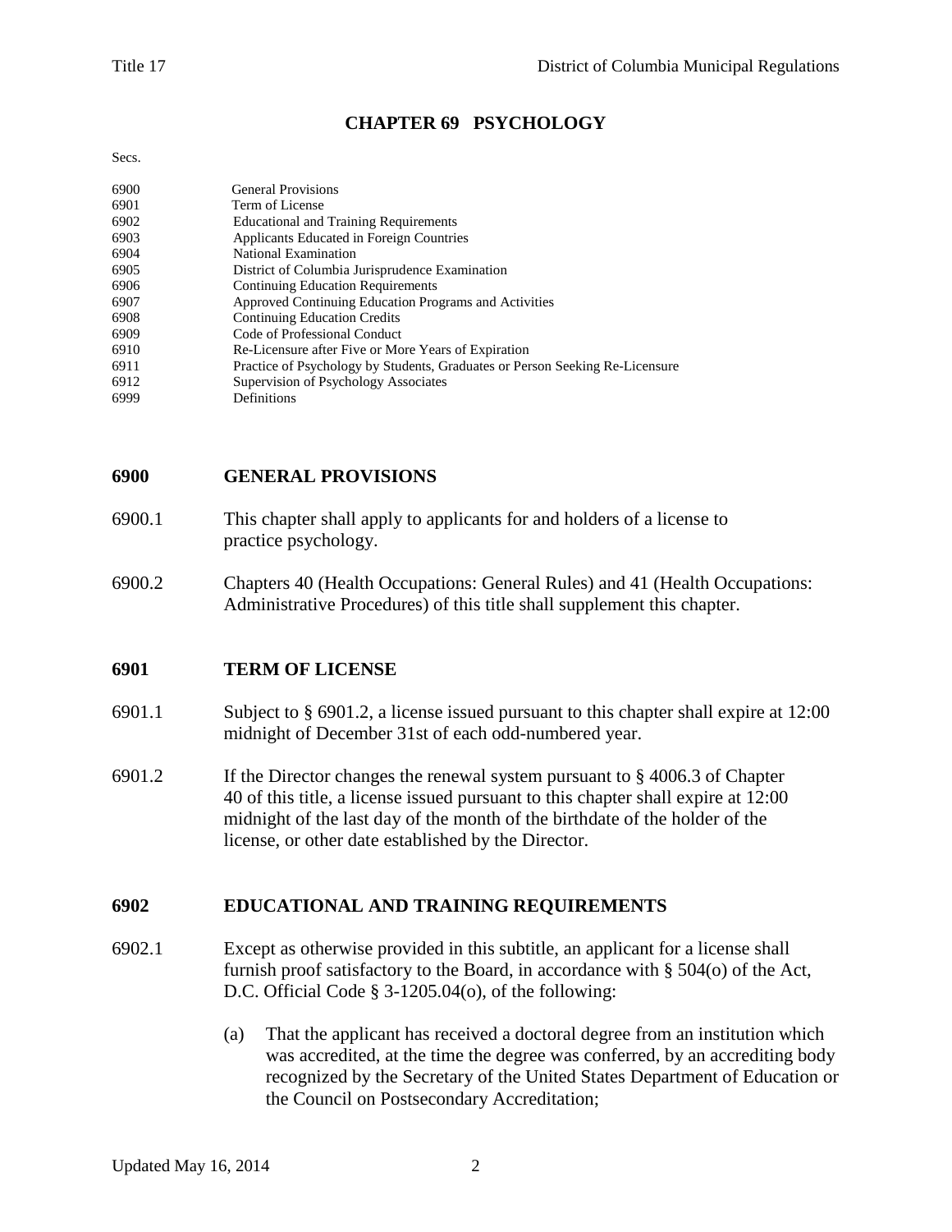# CHAPTER 69 PSYCHOLOGY

Secs.

| | |
|---|---|
| 6900 | General Provisions |
| 6901 | Term of License |
| 6902 | Educational and Training Requirements |
| 6903 | Applicants Educated in Foreign Countries |
| 6904 | National Examination |
| 6905 | District of Columbia Jurisprudence Examination |
| 6906 | Continuing Education Requirements |
| 6907 | Approved Continuing Education Programs and Activities |
| 6908 | Continuing Education Credits |
| 6909 | Code of Professional Conduct |
| 6910 | Re-Licensure after Five or More Years of Expiration |
| 6911 | Practice of Psychology by Students, Graduates or Person Seeking Re-Licensure |
| 6912 | Supervision of Psychology Associates |
| 6999 | Definitions |

## 6900 GENERAL PROVISIONS

6900.1 This chapter shall apply to applicants for and holders of a license to practice psychology.

6900.2 Chapters 40 (Health Occupations: General Rules) and 41 (Health Occupations: Administrative Procedures) of this title shall supplement this chapter.

## 6901 TERM OF LICENSE

6901.1 Subject to § 6901.2, a license issued pursuant to this chapter shall expire at 12:00 midnight of December 31st of each odd-numbered year.

6901.2 If the Director changes the renewal system pursuant to § 4006.3 of Chapter 40 of this title, a license issued pursuant to this chapter shall expire at 12:00 midnight of the last day of the month of the birthdate of the holder of the license, or other date established by the Director.

## 6902 EDUCATIONAL AND TRAINING REQUIREMENTS

6902.1 Except as otherwise provided in this subtitle, an applicant for a license shall furnish proof satisfactory to the Board, in accordance with § 504(o) of the Act, D.C. Official Code § 3-1205.04(o), of the following:

(a) That the applicant has received a doctoral degree from an institution which was accredited, at the time the degree was conferred, by an accrediting body recognized by the Secretary of the United States Department of Education or the Council on Postsecondary Accreditation;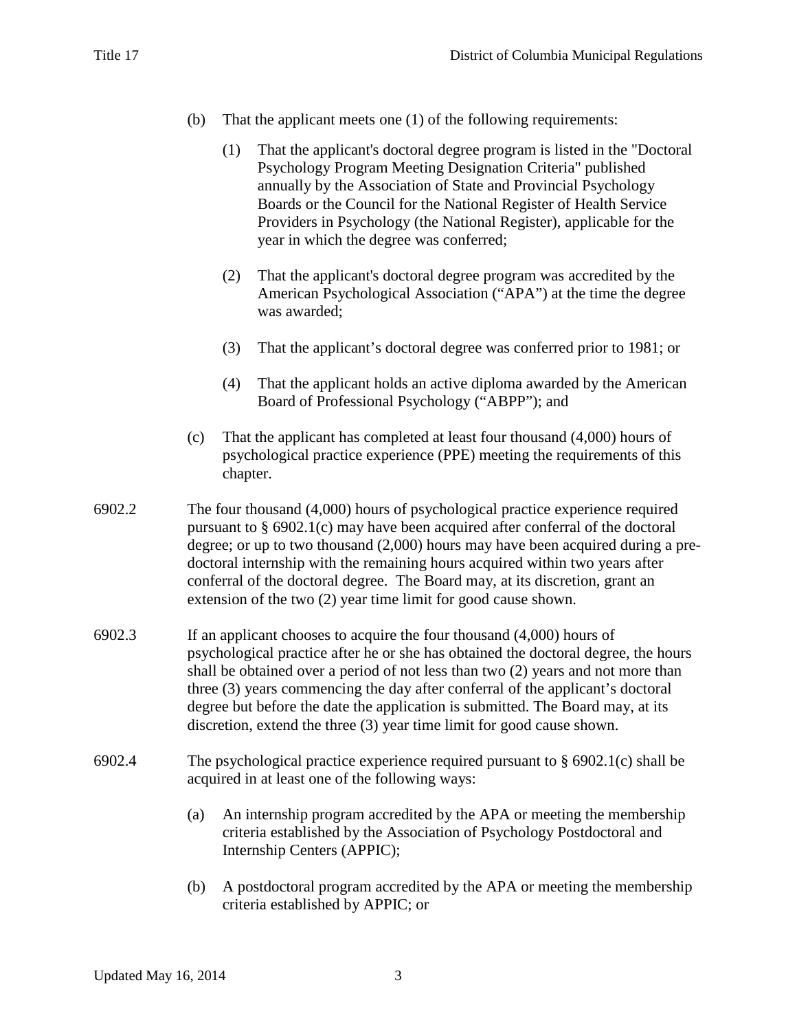(b) That the applicant meets one (1) of the following requirements:

   (1) That the applicant's doctoral degree program is listed in the "Doctoral Psychology Program Meeting Designation Criteria" published annually by the Association of State and Provincial Psychology Boards or the Council for the National Register of Health Service Providers in Psychology (the National Register), applicable for the year in which the degree was conferred;

   (2) That the applicant's doctoral degree program was accredited by the American Psychological Association ("APA") at the time the degree was awarded;

   (3) That the applicant's doctoral degree was conferred prior to 1981; or

   (4) That the applicant holds an active diploma awarded by the American Board of Professional Psychology ("ABPP"); and

(c) That the applicant has completed at least four thousand (4,000) hours of psychological practice experience (PPE) meeting the requirements of this chapter.

6902.2 The four thousand (4,000) hours of psychological practice experience required pursuant to § 6902.1(c) may have been acquired after conferral of the doctoral degree; or up to two thousand (2,000) hours may have been acquired during a pre-doctoral internship with the remaining hours acquired within two years after conferral of the doctoral degree. The Board may, at its discretion, grant an extension of the two (2) year time limit for good cause shown.

6902.3 If an applicant chooses to acquire the four thousand (4,000) hours of psychological practice after he or she has obtained the doctoral degree, the hours shall be obtained over a period of not less than two (2) years and not more than three (3) years commencing the day after conferral of the applicant's doctoral degree but before the date the application is submitted. The Board may, at its discretion, extend the three (3) year time limit for good cause shown.

6902.4 The psychological practice experience required pursuant to § 6902.1(c) shall be acquired in at least one of the following ways:

(a) An internship program accredited by the APA or meeting the membership criteria established by the Association of Psychology Postdoctoral and Internship Centers (APPIC);

(b) A postdoctoral program accredited by the APA or meeting the membership criteria established by APPIC; or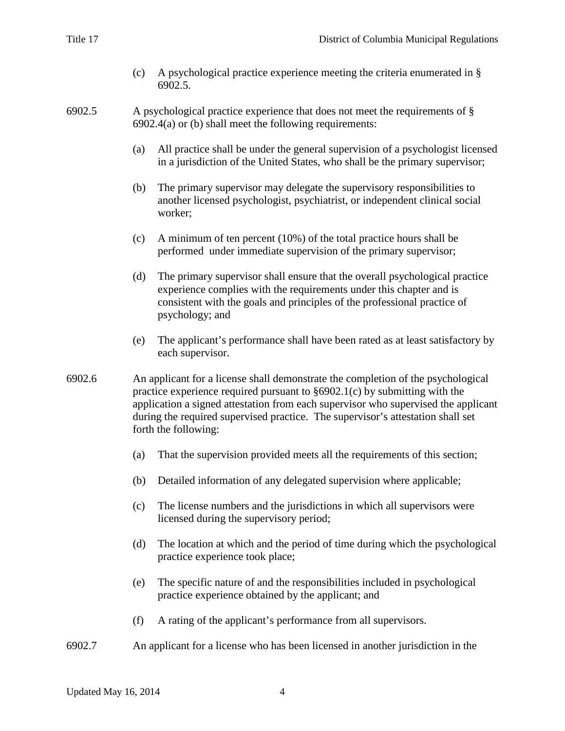(c) A psychological practice experience meeting the criteria enumerated in § 6902.5.

6902.5 A psychological practice experience that does not meet the requirements of § 6902.4(a) or (b) shall meet the following requirements:

(a) All practice shall be under the general supervision of a psychologist licensed in a jurisdiction of the United States, who shall be the primary supervisor;

(b) The primary supervisor may delegate the supervisory responsibilities to another licensed psychologist, psychiatrist, or independent clinical social worker;

(c) A minimum of ten percent (10%) of the total practice hours shall be performed under immediate supervision of the primary supervisor;

(d) The primary supervisor shall ensure that the overall psychological practice experience complies with the requirements under this chapter and is consistent with the goals and principles of the professional practice of psychology; and

(e) The applicant's performance shall have been rated as at least satisfactory by each supervisor.

6902.6 An applicant for a license shall demonstrate the completion of the psychological practice experience required pursuant to §6902.1(c) by submitting with the application a signed attestation from each supervisor who supervised the applicant during the required supervised practice. The supervisor's attestation shall set forth the following:

(a) That the supervision provided meets all the requirements of this section;

(b) Detailed information of any delegated supervision where applicable;

(c) The license numbers and the jurisdictions in which all supervisors were licensed during the supervisory period;

(d) The location at which and the period of time during which the psychological practice experience took place;

(e) The specific nature of and the responsibilities included in psychological practice experience obtained by the applicant; and

(f) A rating of the applicant's performance from all supervisors.

6902.7 An applicant for a license who has been licensed in another jurisdiction in the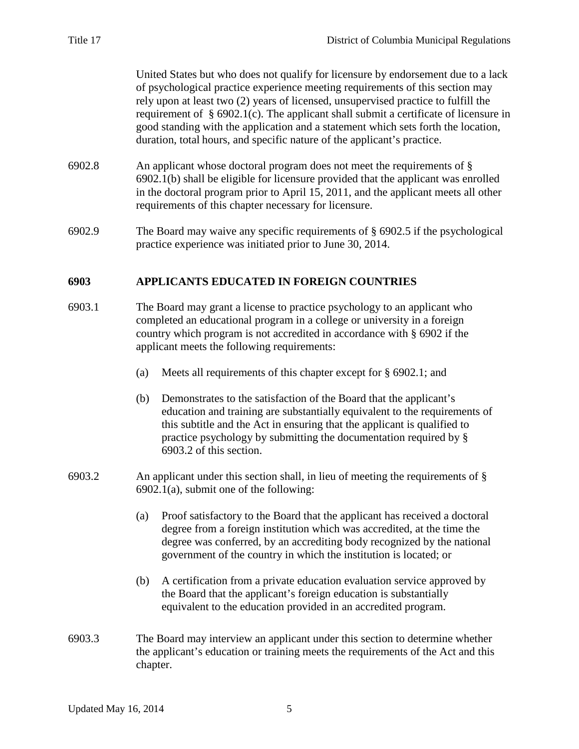United States but who does not qualify for licensure by endorsement due to a lack of psychological practice experience meeting requirements of this section may rely upon at least two (2) years of licensed, unsupervised practice to fulfill the requirement of § 6902.1(c). The applicant shall submit a certificate of licensure in good standing with the application and a statement which sets forth the location, duration, total hours, and specific nature of the applicant's practice.

6902.8 An applicant whose doctoral program does not meet the requirements of § 6902.1(b) shall be eligible for licensure provided that the applicant was enrolled in the doctoral program prior to April 15, 2011, and the applicant meets all other requirements of this chapter necessary for licensure.

6902.9 The Board may waive any specific requirements of § 6902.5 if the psychological practice experience was initiated prior to June 30, 2014.

## 6903 APPLICANTS EDUCATED IN FOREIGN COUNTRIES

6903.1 The Board may grant a license to practice psychology to an applicant who completed an educational program in a college or university in a foreign country which program is not accredited in accordance with § 6902 if the applicant meets the following requirements:

- (a) Meets all requirements of this chapter except for § 6902.1; and
- (b) Demonstrates to the satisfaction of the Board that the applicant's education and training are substantially equivalent to the requirements of this subtitle and the Act in ensuring that the applicant is qualified to practice psychology by submitting the documentation required by § 6903.2 of this section.

6903.2 An applicant under this section shall, in lieu of meeting the requirements of § 6902.1(a), submit one of the following:

- (a) Proof satisfactory to the Board that the applicant has received a doctoral degree from a foreign institution which was accredited, at the time the degree was conferred, by an accrediting body recognized by the national government of the country in which the institution is located; or
- (b) A certification from a private education evaluation service approved by the Board that the applicant's foreign education is substantially equivalent to the education provided in an accredited program.

6903.3 The Board may interview an applicant under this section to determine whether the applicant's education or training meets the requirements of the Act and this chapter.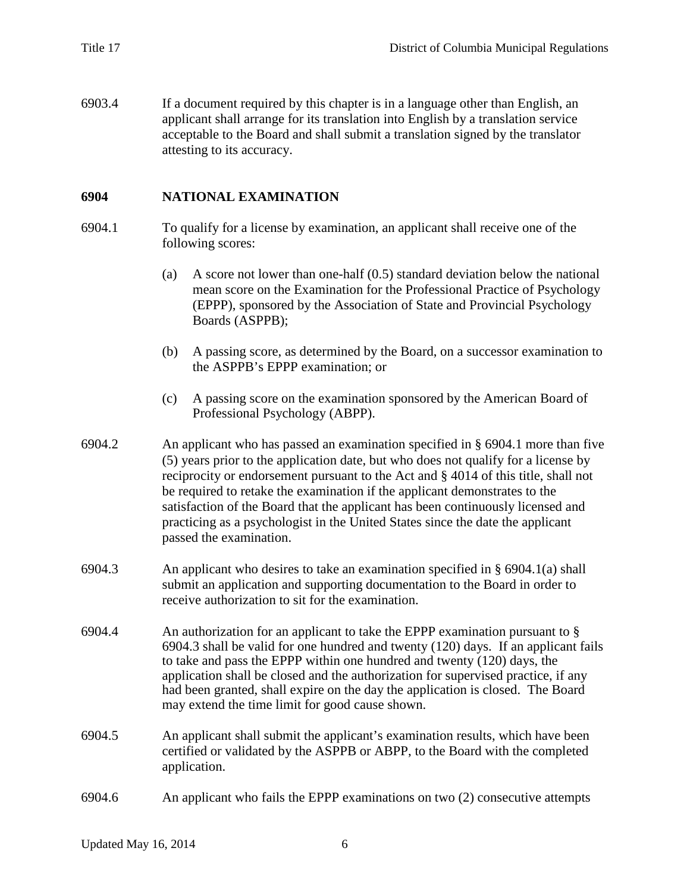6903.4 If a document required by this chapter is in a language other than English, an applicant shall arrange for its translation into English by a translation service acceptable to the Board and shall submit a translation signed by the translator attesting to its accuracy.

## 6904 NATIONAL EXAMINATION

6904.1 To qualify for a license by examination, an applicant shall receive one of the following scores:

(a) A score not lower than one-half (0.5) standard deviation below the national mean score on the Examination for the Professional Practice of Psychology (EPPP), sponsored by the Association of State and Provincial Psychology Boards (ASPPB);

(b) A passing score, as determined by the Board, on a successor examination to the ASPPB's EPPP examination; or

(c) A passing score on the examination sponsored by the American Board of Professional Psychology (ABPP).

6904.2 An applicant who has passed an examination specified in § 6904.1 more than five (5) years prior to the application date, but who does not qualify for a license by reciprocity or endorsement pursuant to the Act and § 4014 of this title, shall not be required to retake the examination if the applicant demonstrates to the satisfaction of the Board that the applicant has been continuously licensed and practicing as a psychologist in the United States since the date the applicant passed the examination.

6904.3 An applicant who desires to take an examination specified in § 6904.1(a) shall submit an application and supporting documentation to the Board in order to receive authorization to sit for the examination.

6904.4 An authorization for an applicant to take the EPPP examination pursuant to § 6904.3 shall be valid for one hundred and twenty (120) days. If an applicant fails to take and pass the EPPP within one hundred and twenty (120) days, the application shall be closed and the authorization for supervised practice, if any had been granted, shall expire on the day the application is closed. The Board may extend the time limit for good cause shown.

6904.5 An applicant shall submit the applicant's examination results, which have been certified or validated by the ASPPB or ABPP, to the Board with the completed application.

6904.6 An applicant who fails the EPPP examinations on two (2) consecutive attempts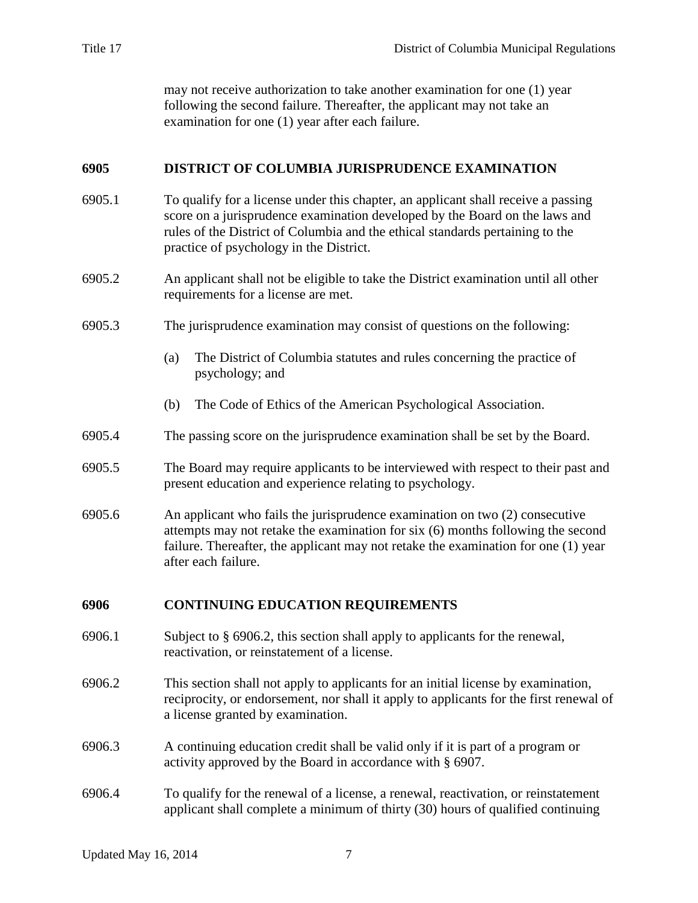may not receive authorization to take another examination for one (1) year following the second failure. Thereafter, the applicant may not take an examination for one (1) year after each failure.

## 6905 DISTRICT OF COLUMBIA JURISPRUDENCE EXAMINATION

6905.1 To qualify for a license under this chapter, an applicant shall receive a passing score on a jurisprudence examination developed by the Board on the laws and rules of the District of Columbia and the ethical standards pertaining to the practice of psychology in the District.

6905.2 An applicant shall not be eligible to take the District examination until all other requirements for a license are met.

6905.3 The jurisprudence examination may consist of questions on the following:

(a) The District of Columbia statutes and rules concerning the practice of psychology; and

(b) The Code of Ethics of the American Psychological Association.

6905.4 The passing score on the jurisprudence examination shall be set by the Board.

6905.5 The Board may require applicants to be interviewed with respect to their past and present education and experience relating to psychology.

6905.6 An applicant who fails the jurisprudence examination on two (2) consecutive attempts may not retake the examination for six (6) months following the second failure. Thereafter, the applicant may not retake the examination for one (1) year after each failure.

## 6906 CONTINUING EDUCATION REQUIREMENTS

6906.1 Subject to § 6906.2, this section shall apply to applicants for the renewal, reactivation, or reinstatement of a license.

6906.2 This section shall not apply to applicants for an initial license by examination, reciprocity, or endorsement, nor shall it apply to applicants for the first renewal of a license granted by examination.

6906.3 A continuing education credit shall be valid only if it is part of a program or activity approved by the Board in accordance with § 6907.

6906.4 To qualify for the renewal of a license, a renewal, reactivation, or reinstatement applicant shall complete a minimum of thirty (30) hours of qualified continuing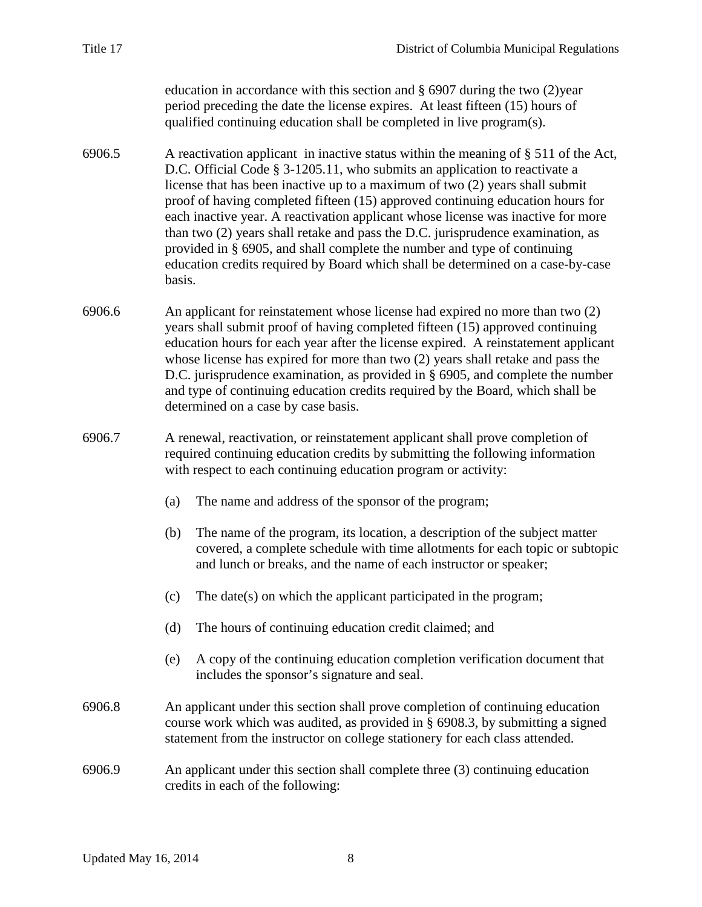education in accordance with this section and § 6907 during the two (2)year period preceding the date the license expires. At least fifteen (15) hours of qualified continuing education shall be completed in live program(s).

6906.5 A reactivation applicant in inactive status within the meaning of § 511 of the Act, D.C. Official Code § 3-1205.11, who submits an application to reactivate a license that has been inactive up to a maximum of two (2) years shall submit proof of having completed fifteen (15) approved continuing education hours for each inactive year. A reactivation applicant whose license was inactive for more than two (2) years shall retake and pass the D.C. jurisprudence examination, as provided in § 6905, and shall complete the number and type of continuing education credits required by Board which shall be determined on a case-by-case basis.

6906.6 An applicant for reinstatement whose license had expired no more than two (2) years shall submit proof of having completed fifteen (15) approved continuing education hours for each year after the license expired. A reinstatement applicant whose license has expired for more than two (2) years shall retake and pass the D.C. jurisprudence examination, as provided in § 6905, and complete the number and type of continuing education credits required by the Board, which shall be determined on a case by case basis.

6906.7 A renewal, reactivation, or reinstatement applicant shall prove completion of required continuing education credits by submitting the following information with respect to each continuing education program or activity:

(a) The name and address of the sponsor of the program;

(b) The name of the program, its location, a description of the subject matter covered, a complete schedule with time allotments for each topic or subtopic and lunch or breaks, and the name of each instructor or speaker;

(c) The date(s) on which the applicant participated in the program;

(d) The hours of continuing education credit claimed; and

(e) A copy of the continuing education completion verification document that includes the sponsor's signature and seal.

6906.8 An applicant under this section shall prove completion of continuing education course work which was audited, as provided in § 6908.3, by submitting a signed statement from the instructor on college stationery for each class attended.

6906.9 An applicant under this section shall complete three (3) continuing education credits in each of the following: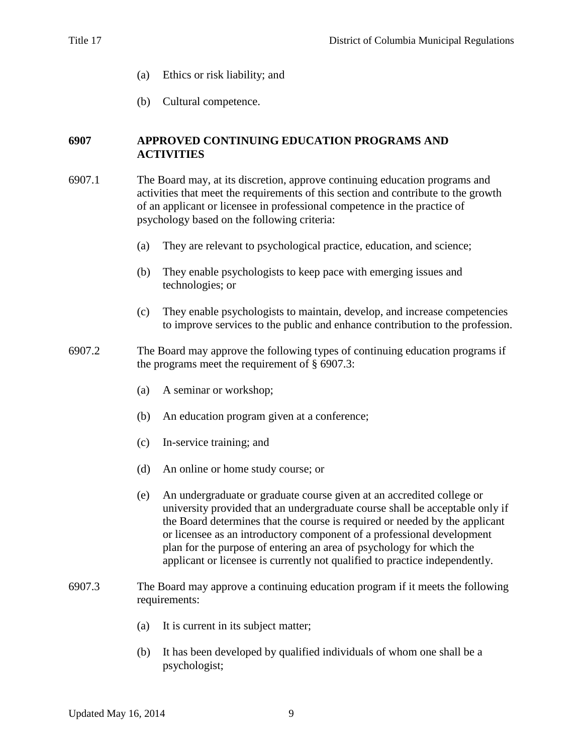(a) Ethics or risk liability; and

(b) Cultural competence.

## 6907 APPROVED CONTINUING EDUCATION PROGRAMS AND ACTIVITIES

6907.1 The Board may, at its discretion, approve continuing education programs and activities that meet the requirements of this section and contribute to the growth of an applicant or licensee in professional competence in the practice of psychology based on the following criteria:

(a) They are relevant to psychological practice, education, and science;

(b) They enable psychologists to keep pace with emerging issues and technologies; or

(c) They enable psychologists to maintain, develop, and increase competencies to improve services to the public and enhance contribution to the profession.

6907.2 The Board may approve the following types of continuing education programs if the programs meet the requirement of § 6907.3:

(a) A seminar or workshop;

(b) An education program given at a conference;

(c) In-service training; and

(d) An online or home study course; or

(e) An undergraduate or graduate course given at an accredited college or university provided that an undergraduate course shall be acceptable only if the Board determines that the course is required or needed by the applicant or licensee as an introductory component of a professional development plan for the purpose of entering an area of psychology for which the applicant or licensee is currently not qualified to practice independently.

6907.3 The Board may approve a continuing education program if it meets the following requirements:

(a) It is current in its subject matter;

(b) It has been developed by qualified individuals of whom one shall be a psychologist;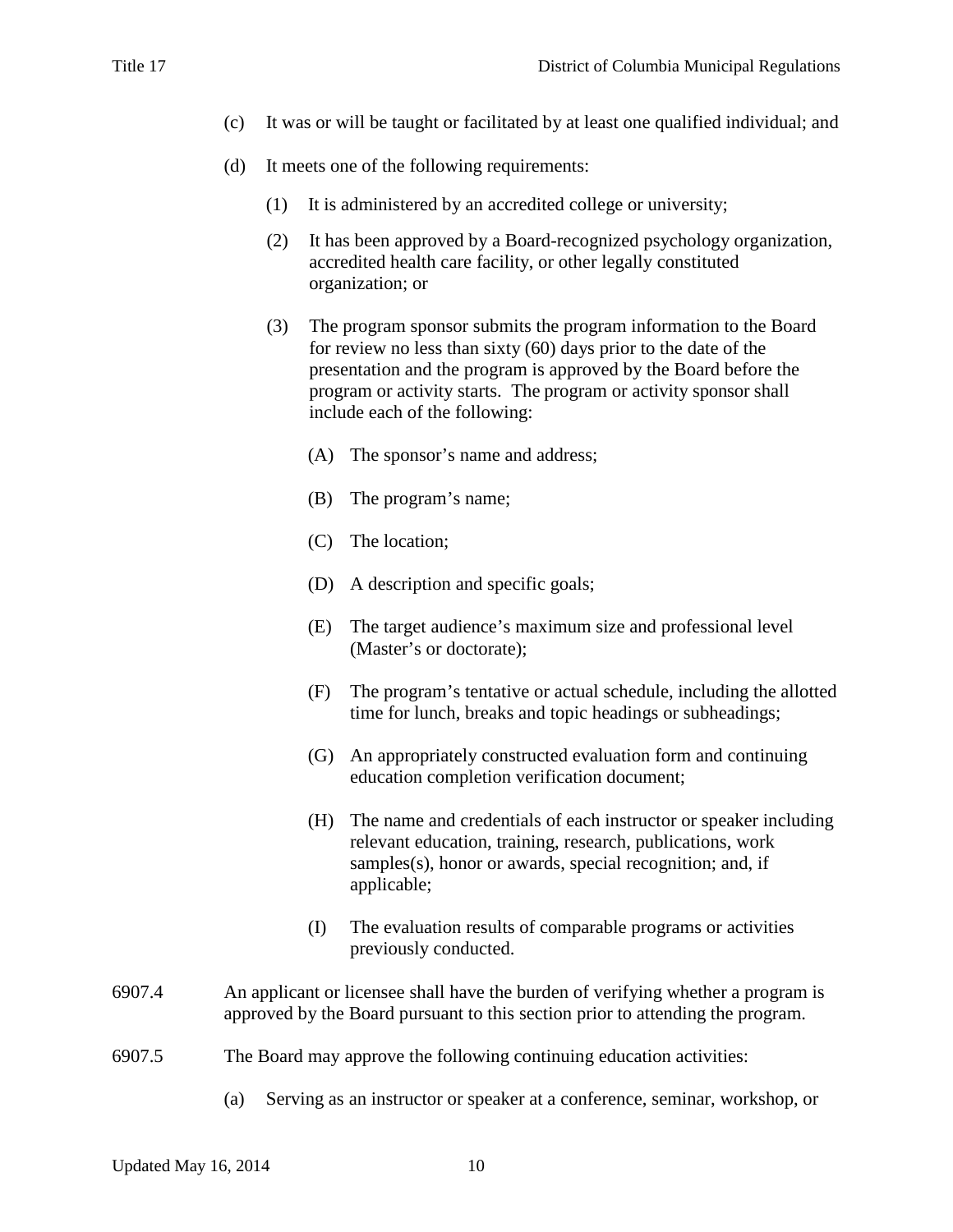(c) It was or will be taught or facilitated by at least one qualified individual; and

(d) It meets one of the following requirements:

(1) It is administered by an accredited college or university;

(2) It has been approved by a Board-recognized psychology organization, accredited health care facility, or other legally constituted organization; or

(3) The program sponsor submits the program information to the Board for review no less than sixty (60) days prior to the date of the presentation and the program is approved by the Board before the program or activity starts. The program or activity sponsor shall include each of the following:

(A) The sponsor's name and address;

(B) The program's name;

(C) The location;

(D) A description and specific goals;

(E) The target audience's maximum size and professional level (Master's or doctorate);

(F) The program's tentative or actual schedule, including the allotted time for lunch, breaks and topic headings or subheadings;

(G) An appropriately constructed evaluation form and continuing education completion verification document;

(H) The name and credentials of each instructor or speaker including relevant education, training, research, publications, work samples(s), honor or awards, special recognition; and, if applicable;

(I) The evaluation results of comparable programs or activities previously conducted.

6907.4 An applicant or licensee shall have the burden of verifying whether a program is approved by the Board pursuant to this section prior to attending the program.

6907.5 The Board may approve the following continuing education activities:

(a) Serving as an instructor or speaker at a conference, seminar, workshop, or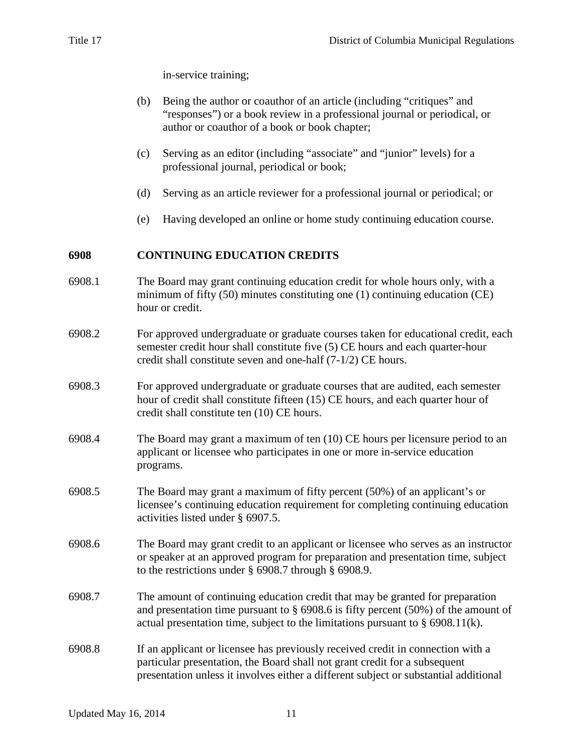in-service training;

(b) Being the author or coauthor of an article (including “critiques” and “responses”) or a book review in a professional journal or periodical, or author or coauthor of a book or book chapter;

(c) Serving as an editor (including “associate” and “junior” levels) for a professional journal, periodical or book;

(d) Serving as an article reviewer for a professional journal or periodical; or

(e) Having developed an online or home study continuing education course.

## 6908 CONTINUING EDUCATION CREDITS

6908.1 The Board may grant continuing education credit for whole hours only, with a minimum of fifty (50) minutes constituting one (1) continuing education (CE) hour or credit.

6908.2 For approved undergraduate or graduate courses taken for educational credit, each semester credit hour shall constitute five (5) CE hours and each quarter-hour credit shall constitute seven and one-half (7-1/2) CE hours.

6908.3 For approved undergraduate or graduate courses that are audited, each semester hour of credit shall constitute fifteen (15) CE hours, and each quarter hour of credit shall constitute ten (10) CE hours.

6908.4 The Board may grant a maximum of ten (10) CE hours per licensure period to an applicant or licensee who participates in one or more in-service education programs.

6908.5 The Board may grant a maximum of fifty percent (50%) of an applicant’s or licensee’s continuing education requirement for completing continuing education activities listed under § 6907.5.

6908.6 The Board may grant credit to an applicant or licensee who serves as an instructor or speaker at an approved program for preparation and presentation time, subject to the restrictions under § 6908.7 through § 6908.9.

6908.7 The amount of continuing education credit that may be granted for preparation and presentation time pursuant to § 6908.6 is fifty percent (50%) of the amount of actual presentation time, subject to the limitations pursuant to § 6908.11(k).

6908.8 If an applicant or licensee has previously received credit in connection with a particular presentation, the Board shall not grant credit for a subsequent presentation unless it involves either a different subject or substantial additional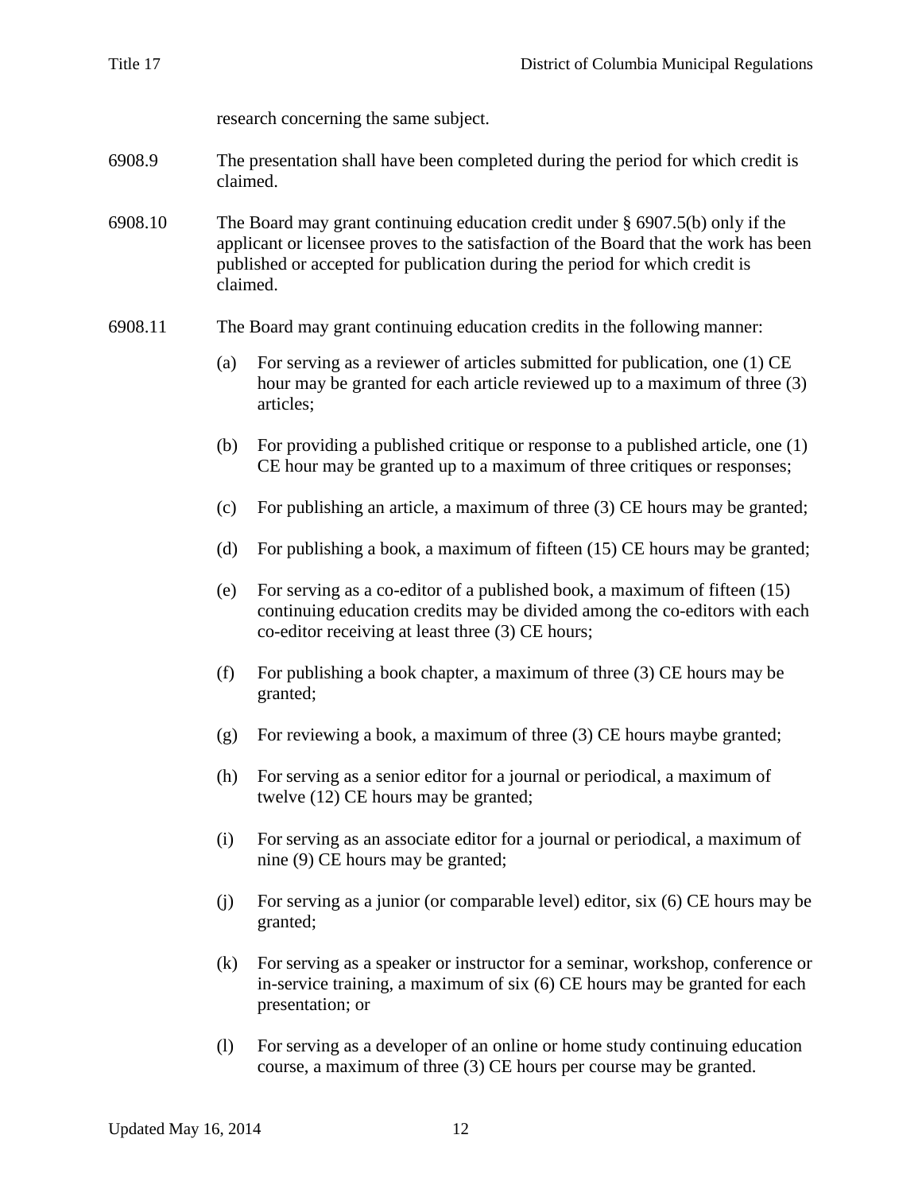research concerning the same subject.

6908.9 The presentation shall have been completed during the period for which credit is claimed.

6908.10 The Board may grant continuing education credit under § 6907.5(b) only if the applicant or licensee proves to the satisfaction of the Board that the work has been published or accepted for publication during the period for which credit is claimed.

6908.11 The Board may grant continuing education credits in the following manner:

(a) For serving as a reviewer of articles submitted for publication, one (1) CE hour may be granted for each article reviewed up to a maximum of three (3) articles;

(b) For providing a published critique or response to a published article, one (1) CE hour may be granted up to a maximum of three critiques or responses;

(c) For publishing an article, a maximum of three (3) CE hours may be granted;

(d) For publishing a book, a maximum of fifteen (15) CE hours may be granted;

(e) For serving as a co-editor of a published book, a maximum of fifteen (15) continuing education credits may be divided among the co-editors with each co-editor receiving at least three (3) CE hours;

(f) For publishing a book chapter, a maximum of three (3) CE hours may be granted;

(g) For reviewing a book, a maximum of three (3) CE hours maybe granted;

(h) For serving as a senior editor for a journal or periodical, a maximum of twelve (12) CE hours may be granted;

(i) For serving as an associate editor for a journal or periodical, a maximum of nine (9) CE hours may be granted;

(j) For serving as a junior (or comparable level) editor, six (6) CE hours may be granted;

(k) For serving as a speaker or instructor for a seminar, workshop, conference or in-service training, a maximum of six (6) CE hours may be granted for each presentation; or

(l) For serving as a developer of an online or home study continuing education course, a maximum of three (3) CE hours per course may be granted.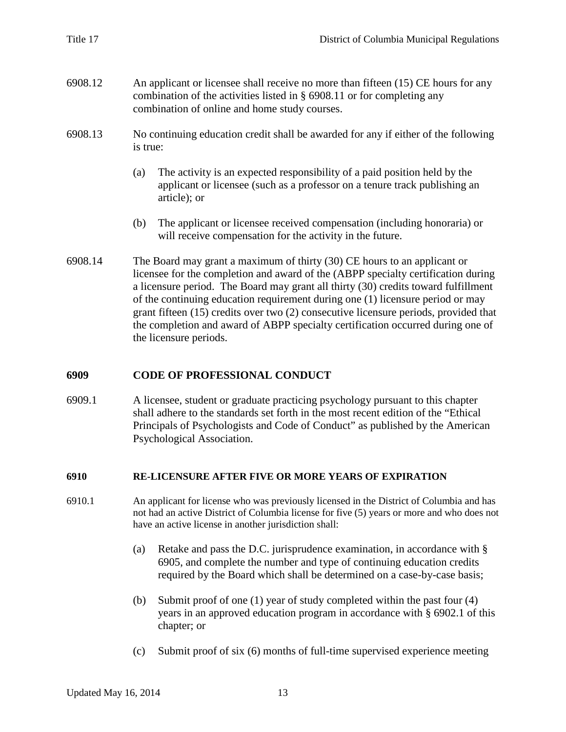6908.12 An applicant or licensee shall receive no more than fifteen (15) CE hours for any combination of the activities listed in § 6908.11 or for completing any combination of online and home study courses.

6908.13 No continuing education credit shall be awarded for any if either of the following is true:

(a) The activity is an expected responsibility of a paid position held by the applicant or licensee (such as a professor on a tenure track publishing an article); or

(b) The applicant or licensee received compensation (including honoraria) or will receive compensation for the activity in the future.

6908.14 The Board may grant a maximum of thirty (30) CE hours to an applicant or licensee for the completion and award of the (ABPP specialty certification during a licensure period. The Board may grant all thirty (30) credits toward fulfillment of the continuing education requirement during one (1) licensure period or may grant fifteen (15) credits over two (2) consecutive licensure periods, provided that the completion and award of ABPP specialty certification occurred during one of the licensure periods.

## 6909 CODE OF PROFESSIONAL CONDUCT

6909.1 A licensee, student or graduate practicing psychology pursuant to this chapter shall adhere to the standards set forth in the most recent edition of the "Ethical Principals of Psychologists and Code of Conduct" as published by the American Psychological Association.

## 6910 RE-LICENSURE AFTER FIVE OR MORE YEARS OF EXPIRATION

6910.1 An applicant for license who was previously licensed in the District of Columbia and has not had an active District of Columbia license for five (5) years or more and who does not have an active license in another jurisdiction shall:

(a) Retake and pass the D.C. jurisprudence examination, in accordance with § 6905, and complete the number and type of continuing education credits required by the Board which shall be determined on a case-by-case basis;

(b) Submit proof of one (1) year of study completed within the past four (4) years in an approved education program in accordance with § 6902.1 of this chapter; or

(c) Submit proof of six (6) months of full-time supervised experience meeting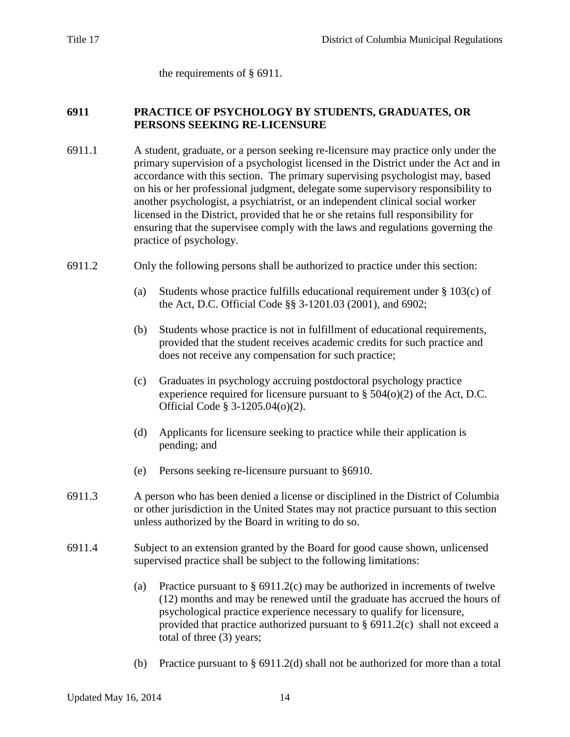the requirements of § 6911.

**6911 PRACTICE OF PSYCHOLOGY BY STUDENTS, GRADUATES, OR PERSONS SEEKING RE-LICENSURE**

6911.1 A student, graduate, or a person seeking re-licensure may practice only under the primary supervision of a psychologist licensed in the District under the Act and in accordance with this section. The primary supervising psychologist may, based on his or her professional judgment, delegate some supervisory responsibility to another psychologist, a psychiatrist, or an independent clinical social worker licensed in the District, provided that he or she retains full responsibility for ensuring that the supervisee comply with the laws and regulations governing the practice of psychology.

6911.2 Only the following persons shall be authorized to practice under this section:

(a) Students whose practice fulfills educational requirement under § 103(c) of the Act, D.C. Official Code §§ 3-1201.03 (2001), and 6902;

(b) Students whose practice is not in fulfillment of educational requirements, provided that the student receives academic credits for such practice and does not receive any compensation for such practice;

(c) Graduates in psychology accruing postdoctoral psychology practice experience required for licensure pursuant to § 504(o)(2) of the Act, D.C. Official Code § 3-1205.04(o)(2).

(d) Applicants for licensure seeking to practice while their application is pending; and

(e) Persons seeking re-licensure pursuant to §6910.

6911.3 A person who has been denied a license or disciplined in the District of Columbia or other jurisdiction in the United States may not practice pursuant to this section unless authorized by the Board in writing to do so.

6911.4 Subject to an extension granted by the Board for good cause shown, unlicensed supervised practice shall be subject to the following limitations:

(a) Practice pursuant to § 6911.2(c) may be authorized in increments of twelve (12) months and may be renewed until the graduate has accrued the hours of psychological practice experience necessary to qualify for licensure, provided that practice authorized pursuant to § 6911.2(c) shall not exceed a total of three (3) years;

(b) Practice pursuant to § 6911.2(d) shall not be authorized for more than a total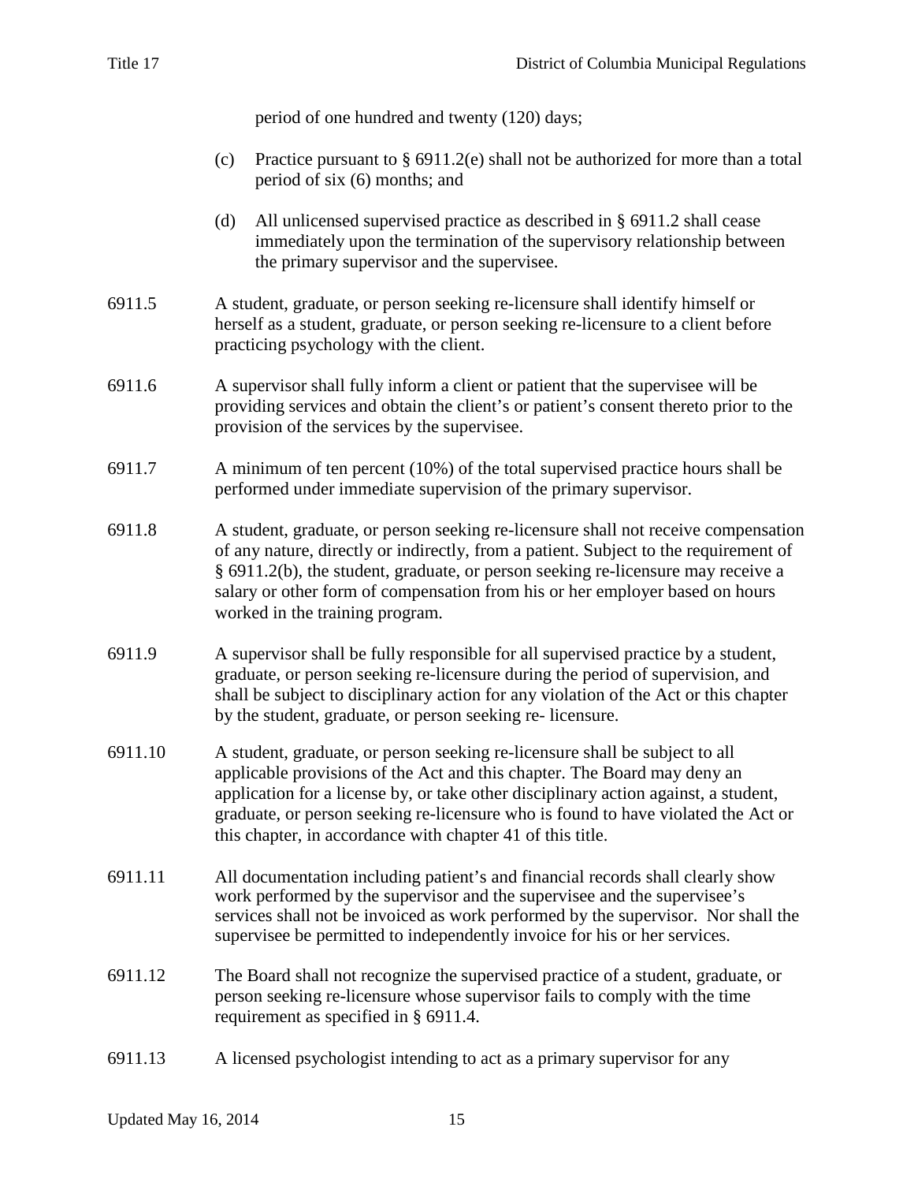period of one hundred and twenty (120) days;

(c) Practice pursuant to § 6911.2(e) shall not be authorized for more than a total period of six (6) months; and

(d) All unlicensed supervised practice as described in § 6911.2 shall cease immediately upon the termination of the supervisory relationship between the primary supervisor and the supervisee.

6911.5 A student, graduate, or person seeking re-licensure shall identify himself or herself as a student, graduate, or person seeking re-licensure to a client before practicing psychology with the client.

6911.6 A supervisor shall fully inform a client or patient that the supervisee will be providing services and obtain the client's or patient's consent thereto prior to the provision of the services by the supervisee.

6911.7 A minimum of ten percent (10%) of the total supervised practice hours shall be performed under immediate supervision of the primary supervisor.

6911.8 A student, graduate, or person seeking re-licensure shall not receive compensation of any nature, directly or indirectly, from a patient. Subject to the requirement of § 6911.2(b), the student, graduate, or person seeking re-licensure may receive a salary or other form of compensation from his or her employer based on hours worked in the training program.

6911.9 A supervisor shall be fully responsible for all supervised practice by a student, graduate, or person seeking re-licensure during the period of supervision, and shall be subject to disciplinary action for any violation of the Act or this chapter by the student, graduate, or person seeking re- licensure.

6911.10 A student, graduate, or person seeking re-licensure shall be subject to all applicable provisions of the Act and this chapter. The Board may deny an application for a license by, or take other disciplinary action against, a student, graduate, or person seeking re-licensure who is found to have violated the Act or this chapter, in accordance with chapter 41 of this title.

6911.11 All documentation including patient's and financial records shall clearly show work performed by the supervisor and the supervisee and the supervisee's services shall not be invoiced as work performed by the supervisor. Nor shall the supervisee be permitted to independently invoice for his or her services.

6911.12 The Board shall not recognize the supervised practice of a student, graduate, or person seeking re-licensure whose supervisor fails to comply with the time requirement as specified in § 6911.4.

6911.13 A licensed psychologist intending to act as a primary supervisor for any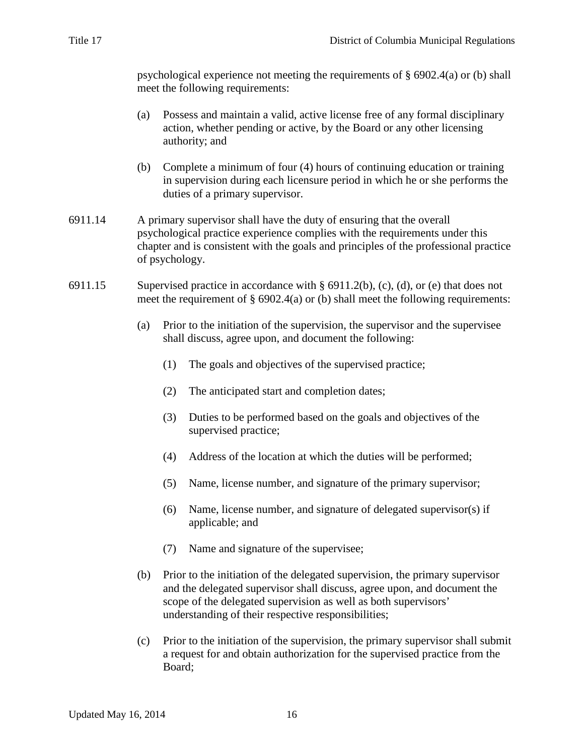psychological experience not meeting the requirements of § 6902.4(a) or (b) shall meet the following requirements:

(a) Possess and maintain a valid, active license free of any formal disciplinary action, whether pending or active, by the Board or any other licensing authority; and

(b) Complete a minimum of four (4) hours of continuing education or training in supervision during each licensure period in which he or she performs the duties of a primary supervisor.

6911.14 A primary supervisor shall have the duty of ensuring that the overall psychological practice experience complies with the requirements under this chapter and is consistent with the goals and principles of the professional practice of psychology.

6911.15 Supervised practice in accordance with § 6911.2(b), (c), (d), or (e) that does not meet the requirement of § 6902.4(a) or (b) shall meet the following requirements:

(a) Prior to the initiation of the supervision, the supervisor and the supervisee shall discuss, agree upon, and document the following:

(1) The goals and objectives of the supervised practice;

(2) The anticipated start and completion dates;

(3) Duties to be performed based on the goals and objectives of the supervised practice;

(4) Address of the location at which the duties will be performed;

(5) Name, license number, and signature of the primary supervisor;

(6) Name, license number, and signature of delegated supervisor(s) if applicable; and

(7) Name and signature of the supervisee;

(b) Prior to the initiation of the delegated supervision, the primary supervisor and the delegated supervisor shall discuss, agree upon, and document the scope of the delegated supervision as well as both supervisors' understanding of their respective responsibilities;

(c) Prior to the initiation of the supervision, the primary supervisor shall submit a request for and obtain authorization for the supervised practice from the Board;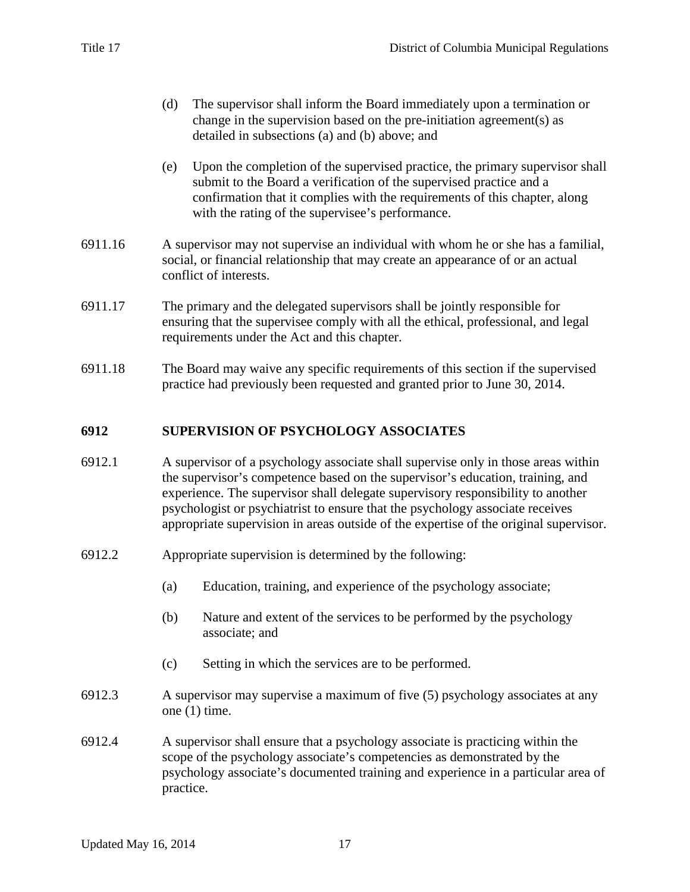(d) The supervisor shall inform the Board immediately upon a termination or change in the supervision based on the pre-initiation agreement(s) as detailed in subsections (a) and (b) above; and

(e) Upon the completion of the supervised practice, the primary supervisor shall submit to the Board a verification of the supervised practice and a confirmation that it complies with the requirements of this chapter, along with the rating of the supervisee's performance.

6911.16 A supervisor may not supervise an individual with whom he or she has a familial, social, or financial relationship that may create an appearance of or an actual conflict of interests.

6911.17 The primary and the delegated supervisors shall be jointly responsible for ensuring that the supervisee comply with all the ethical, professional, and legal requirements under the Act and this chapter.

6911.18 The Board may waive any specific requirements of this section if the supervised practice had previously been requested and granted prior to June 30, 2014.

## 6912 SUPERVISION OF PSYCHOLOGY ASSOCIATES

6912.1 A supervisor of a psychology associate shall supervise only in those areas within the supervisor's competence based on the supervisor's education, training, and experience. The supervisor shall delegate supervisory responsibility to another psychologist or psychiatrist to ensure that the psychology associate receives appropriate supervision in areas outside of the expertise of the original supervisor.

6912.2 Appropriate supervision is determined by the following:

(a) Education, training, and experience of the psychology associate;

(b) Nature and extent of the services to be performed by the psychology associate; and

(c) Setting in which the services are to be performed.

6912.3 A supervisor may supervise a maximum of five (5) psychology associates at any one (1) time.

6912.4 A supervisor shall ensure that a psychology associate is practicing within the scope of the psychology associate's competencies as demonstrated by the psychology associate's documented training and experience in a particular area of practice.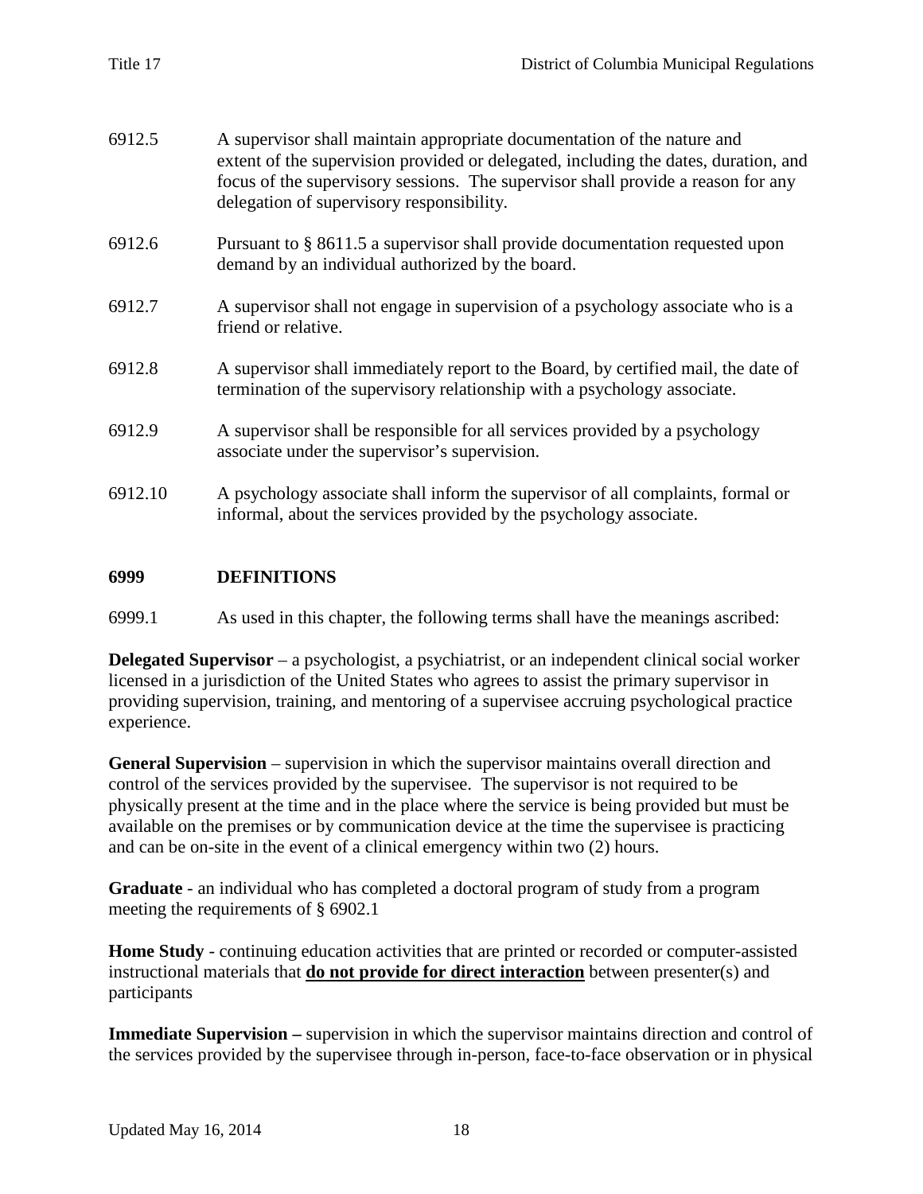6912.5 A supervisor shall maintain appropriate documentation of the nature and extent of the supervision provided or delegated, including the dates, duration, and focus of the supervisory sessions. The supervisor shall provide a reason for any delegation of supervisory responsibility.

6912.6 Pursuant to § 8611.5 a supervisor shall provide documentation requested upon demand by an individual authorized by the board.

6912.7 A supervisor shall not engage in supervision of a psychology associate who is a friend or relative.

6912.8 A supervisor shall immediately report to the Board, by certified mail, the date of termination of the supervisory relationship with a psychology associate.

6912.9 A supervisor shall be responsible for all services provided by a psychology associate under the supervisor's supervision.

6912.10 A psychology associate shall inform the supervisor of all complaints, formal or informal, about the services provided by the psychology associate.

## 6999 DEFINITIONS

6999.1 As used in this chapter, the following terms shall have the meanings ascribed:

**Delegated Supervisor** – a psychologist, a psychiatrist, or an independent clinical social worker licensed in a jurisdiction of the United States who agrees to assist the primary supervisor in providing supervision, training, and mentoring of a supervisee accruing psychological practice experience.

**General Supervision** – supervision in which the supervisor maintains overall direction and control of the services provided by the supervisee. The supervisor is not required to be physically present at the time and in the place where the service is being provided but must be available on the premises or by communication device at the time the supervisee is practicing and can be on-site in the event of a clinical emergency within two (2) hours.

**Graduate** - an individual who has completed a doctoral program of study from a program meeting the requirements of § 6902.1

**Home Study** - continuing education activities that are printed or recorded or computer-assisted instructional materials that **do not provide for direct interaction** between presenter(s) and participants

**Immediate Supervision –** supervision in which the supervisor maintains direction and control of the services provided by the supervisee through in-person, face-to-face observation or in physical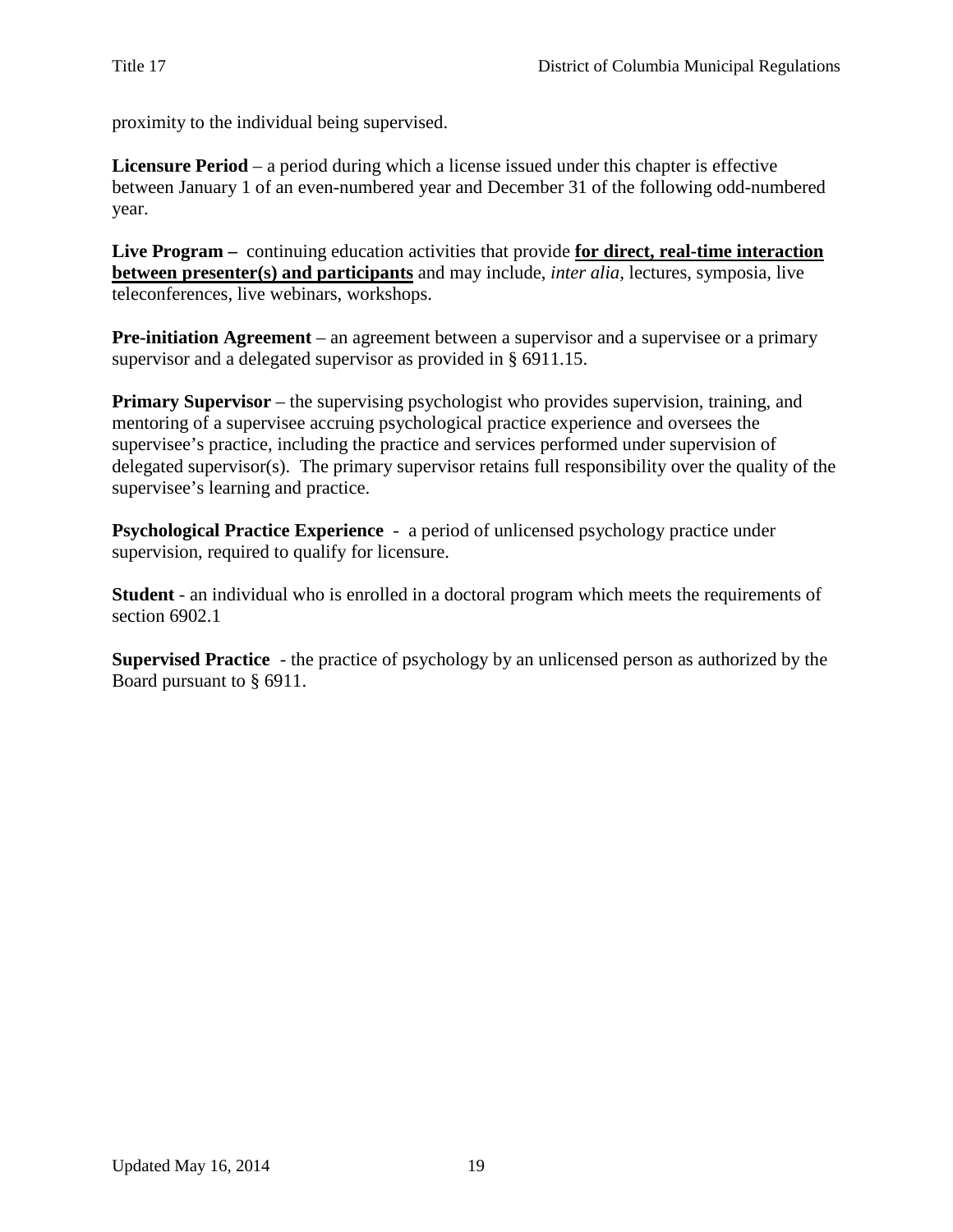proximity to the individual being supervised.

**Licensure Period** – a period during which a license issued under this chapter is effective between January 1 of an even-numbered year and December 31 of the following odd-numbered year.

**Live Program –** continuing education activities that provide **<u>for direct, real-time interaction between presenter(s) and participants</u>** and may include, *inter alia,* lectures, symposia, live teleconferences, live webinars, workshops.

**Pre-initiation Agreement** – an agreement between a supervisor and a supervisee or a primary supervisor and a delegated supervisor as provided in § 6911.15.

**Primary Supervisor** – the supervising psychologist who provides supervision, training, and mentoring of a supervisee accruing psychological practice experience and oversees the supervisee's practice, including the practice and services performed under supervision of delegated supervisor(s). The primary supervisor retains full responsibility over the quality of the supervisee's learning and practice.

**Psychological Practice Experience** - a period of unlicensed psychology practice under supervision, required to qualify for licensure.

**Student** - an individual who is enrolled in a doctoral program which meets the requirements of section 6902.1

**Supervised Practice** - the practice of psychology by an unlicensed person as authorized by the Board pursuant to § 6911.